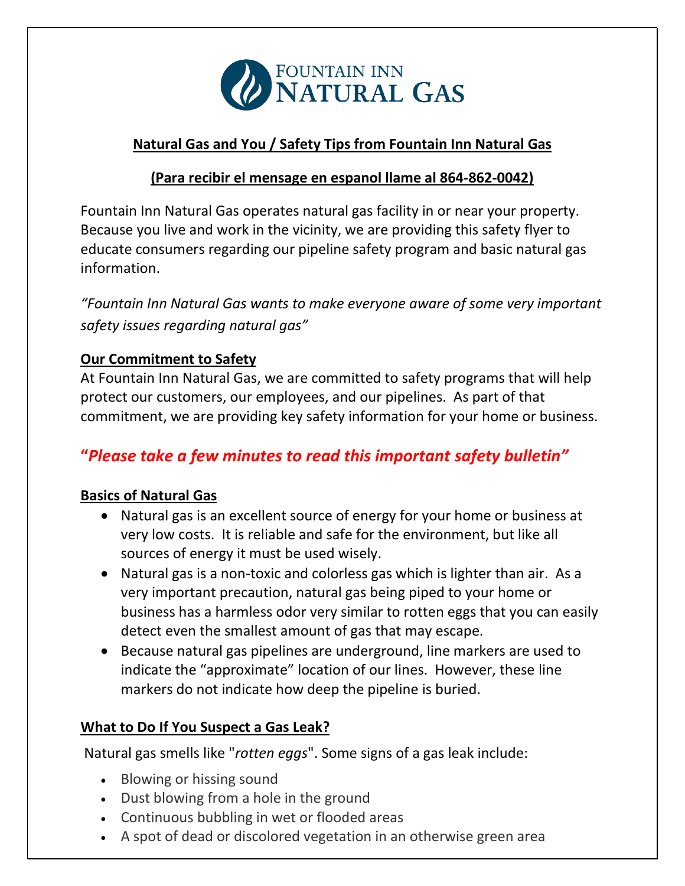FOUNTAIN INN NATURAL GAS

## Natural Gas and You / Safety Tips from Fountain Inn Natural Gas

**(Para recibir el mensage en espanol llame al 864-862-0042)**

Fountain Inn Natural Gas operates natural gas facility in or near your property. Because you live and work in the vicinity, we are providing this safety flyer to educate consumers regarding our pipeline safety program and basic natural gas information.

*"Fountain Inn Natural Gas wants to make everyone aware of some very important safety issues regarding natural gas"*

### Our Commitment to Safety

At Fountain Inn Natural Gas, we are committed to safety programs that will help protect our customers, our employees, and our pipelines. As part of that commitment, we are providing key safety information for your home or business.

***"Please take a few minutes to read this important safety bulletin"***

### Basics of Natural Gas

- Natural gas is an excellent source of energy for your home or business at very low costs. It is reliable and safe for the environment, but like all sources of energy it must be used wisely.
- Natural gas is a non-toxic and colorless gas which is lighter than air. As a very important precaution, natural gas being piped to your home or business has a harmless odor very similar to rotten eggs that you can easily detect even the smallest amount of gas that may escape.
- Because natural gas pipelines are underground, line markers are used to indicate the "approximate" location of our lines. However, these line markers do not indicate how deep the pipeline is buried.

### What to Do If You Suspect a Gas Leak?

Natural gas smells like "*rotten eggs*". Some signs of a gas leak include:

- Blowing or hissing sound
- Dust blowing from a hole in the ground
- Continuous bubbling in wet or flooded areas
- A spot of dead or discolored vegetation in an otherwise green area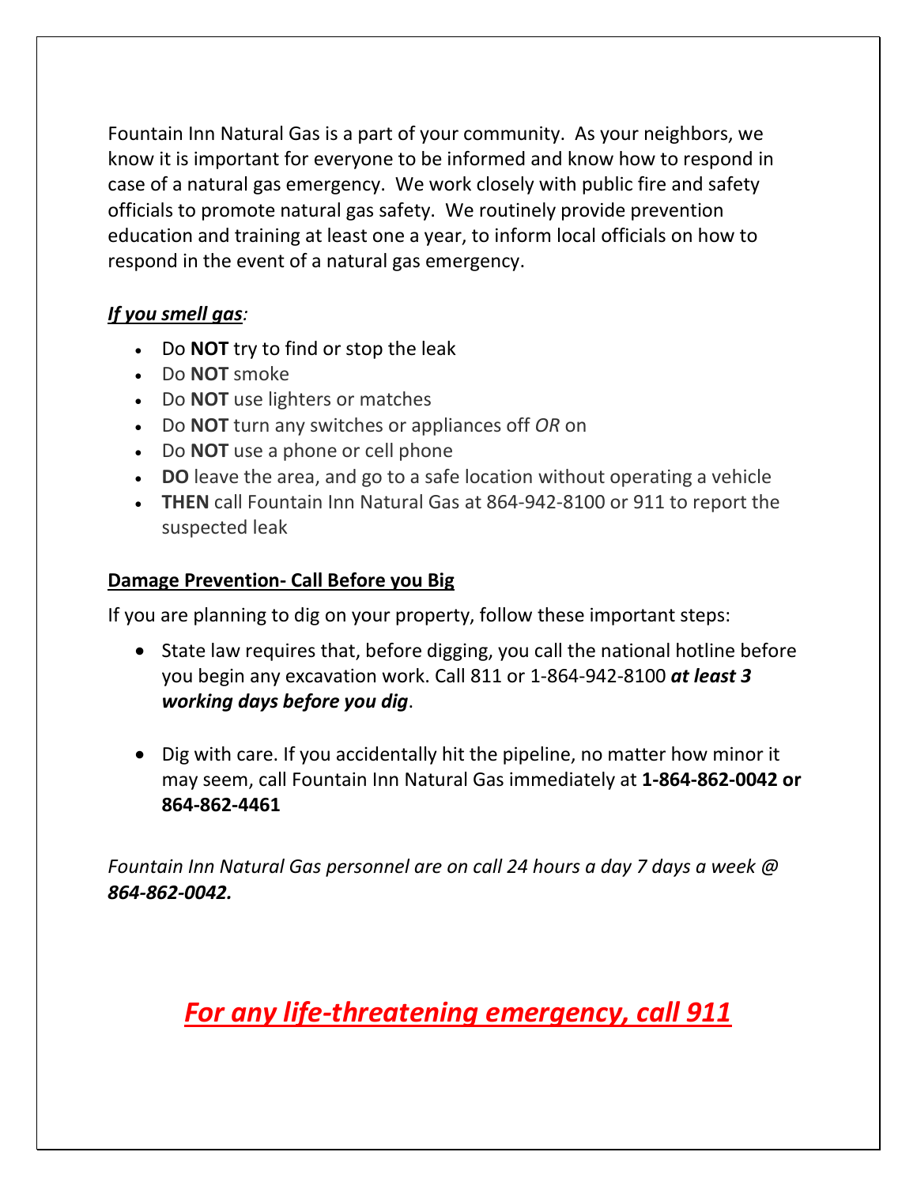Fountain Inn Natural Gas is a part of your community. As your neighbors, we know it is important for everyone to be informed and know how to respond in case of a natural gas emergency. We work closely with public fire and safety officials to promote natural gas safety. We routinely provide prevention education and training at least one a year, to inform local officials on how to respond in the event of a natural gas emergency.

***If you smell gas****:*

- Do **NOT** try to find or stop the leak
- Do **NOT** smoke
- Do **NOT** use lighters or matches
- Do **NOT** turn any switches or appliances off *OR* on
- Do **NOT** use a phone or cell phone
- **DO** leave the area, and go to a safe location without operating a vehicle
- **THEN** call Fountain Inn Natural Gas at 864-942-8100 or 911 to report the suspected leak

**Damage Prevention- Call Before you Big**

If you are planning to dig on your property, follow these important steps:

- State law requires that, before digging, you call the national hotline before you begin any excavation work. Call 811 or 1-864-942-8100 ***at least 3 working days before you dig***.

- Dig with care. If you accidentally hit the pipeline, no matter how minor it may seem, call Fountain Inn Natural Gas immediately at **1-864-862-0042 or 864-862-4461**

*Fountain Inn Natural Gas personnel are on call 24 hours a day 7 days a week @* ***864-862-0042.***

***For any life-threatening emergency, call 911***